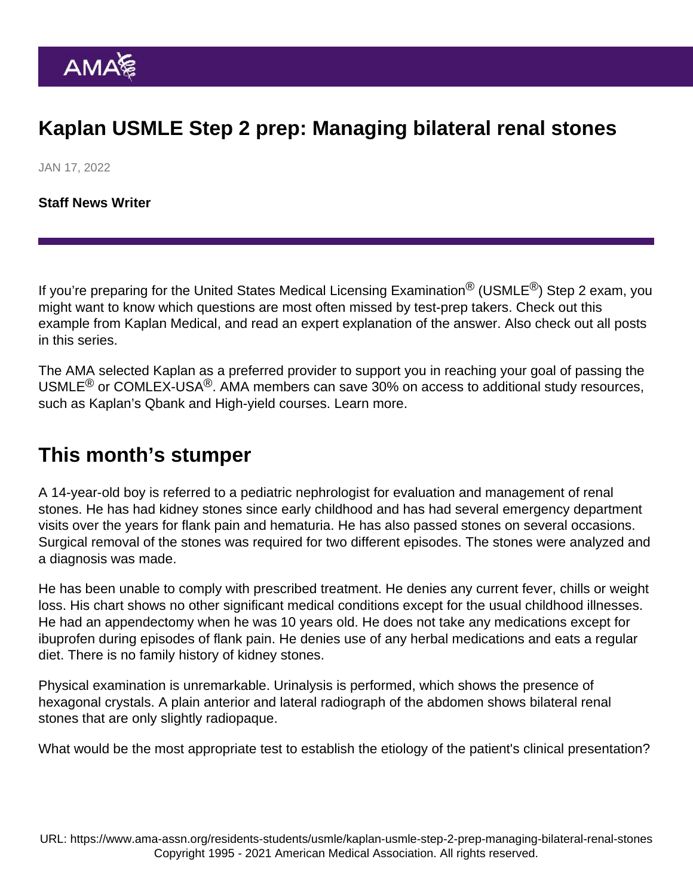# Kaplan USMLE Step 2 prep: Managing bilateral renal stones

JAN 17, 2022

**Staff News Writer**

If you're preparing for the United States Medical Licensing Examination® (USMLE®) Step 2 exam, you might want to know which questions are most often missed by test-prep takers. Check out this example from Kaplan Medical, and read an expert explanation of the answer. Also check out all posts in this series.

The AMA selected Kaplan as a preferred provider to support you in reaching your goal of passing the USMLE® or COMLEX-USA®. AMA members can save 30% on access to additional study resources, such as Kaplan's Qbank and High-yield courses. Learn more.

## This month's stumper

A 14-year-old boy is referred to a pediatric nephrologist for evaluation and management of renal stones. He has had kidney stones since early childhood and has had several emergency department visits over the years for flank pain and hematuria. He has also passed stones on several occasions. Surgical removal of the stones was required for two different episodes. The stones were analyzed and a diagnosis was made.

He has been unable to comply with prescribed treatment. He denies any current fever, chills or weight loss. His chart shows no other significant medical conditions except for the usual childhood illnesses. He had an appendectomy when he was 10 years old. He does not take any medications except for ibuprofen during episodes of flank pain. He denies use of any herbal medications and eats a regular diet. There is no family history of kidney stones.

Physical examination is unremarkable. Urinalysis is performed, which shows the presence of hexagonal crystals. A plain anterior and lateral radiograph of the abdomen shows bilateral renal stones that are only slightly radiopaque.

What would be the most appropriate test to establish the etiology of the patient's clinical presentation?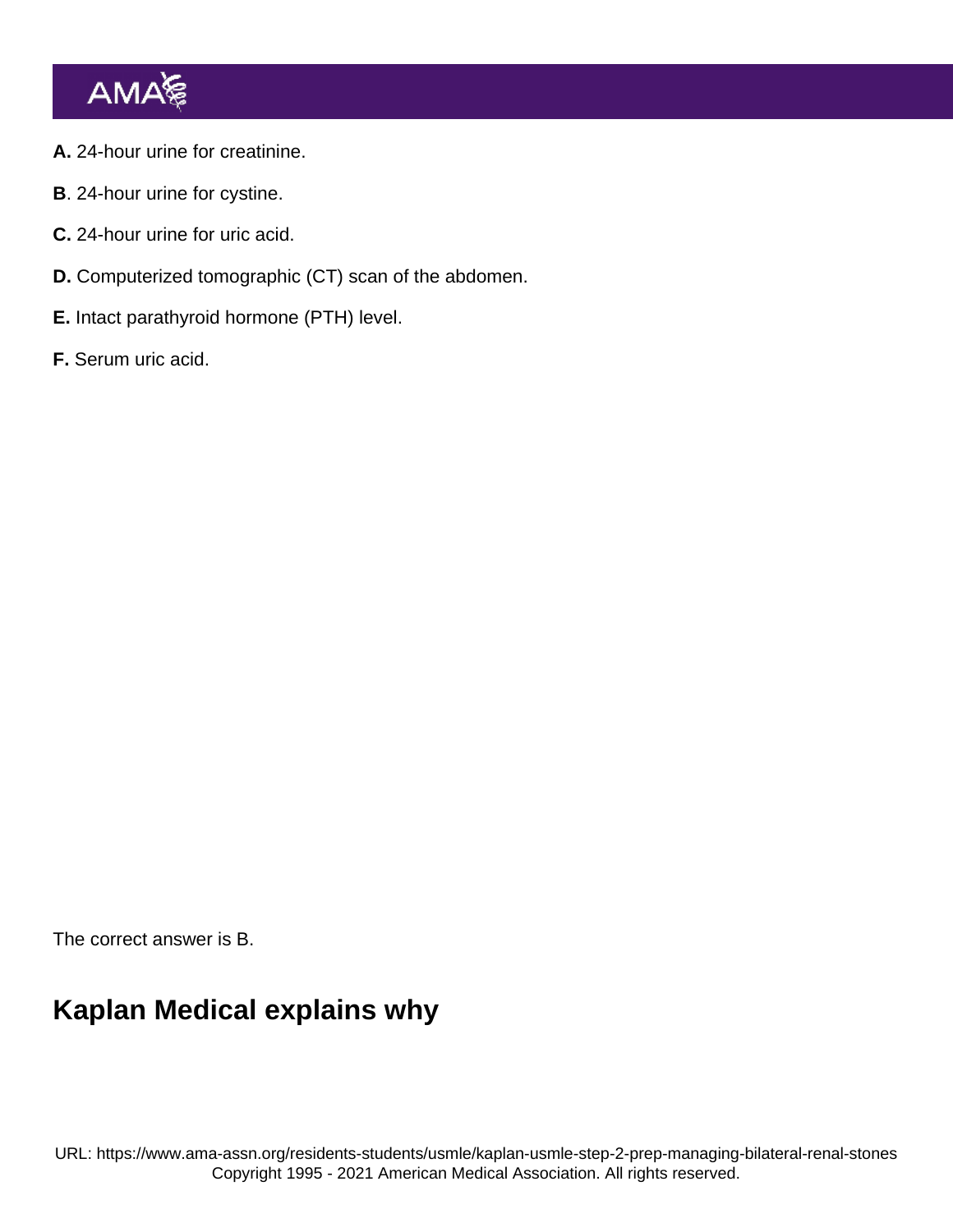**A.** 24-hour urine for creatinine.

**B**. 24-hour urine for cystine.

**C.** 24-hour urine for uric acid.

**D.** Computerized tomographic (CT) scan of the abdomen.

**E.** Intact parathyroid hormone (PTH) level.

**F.** Serum uric acid.

The correct answer is B.

## Kaplan Medical explains why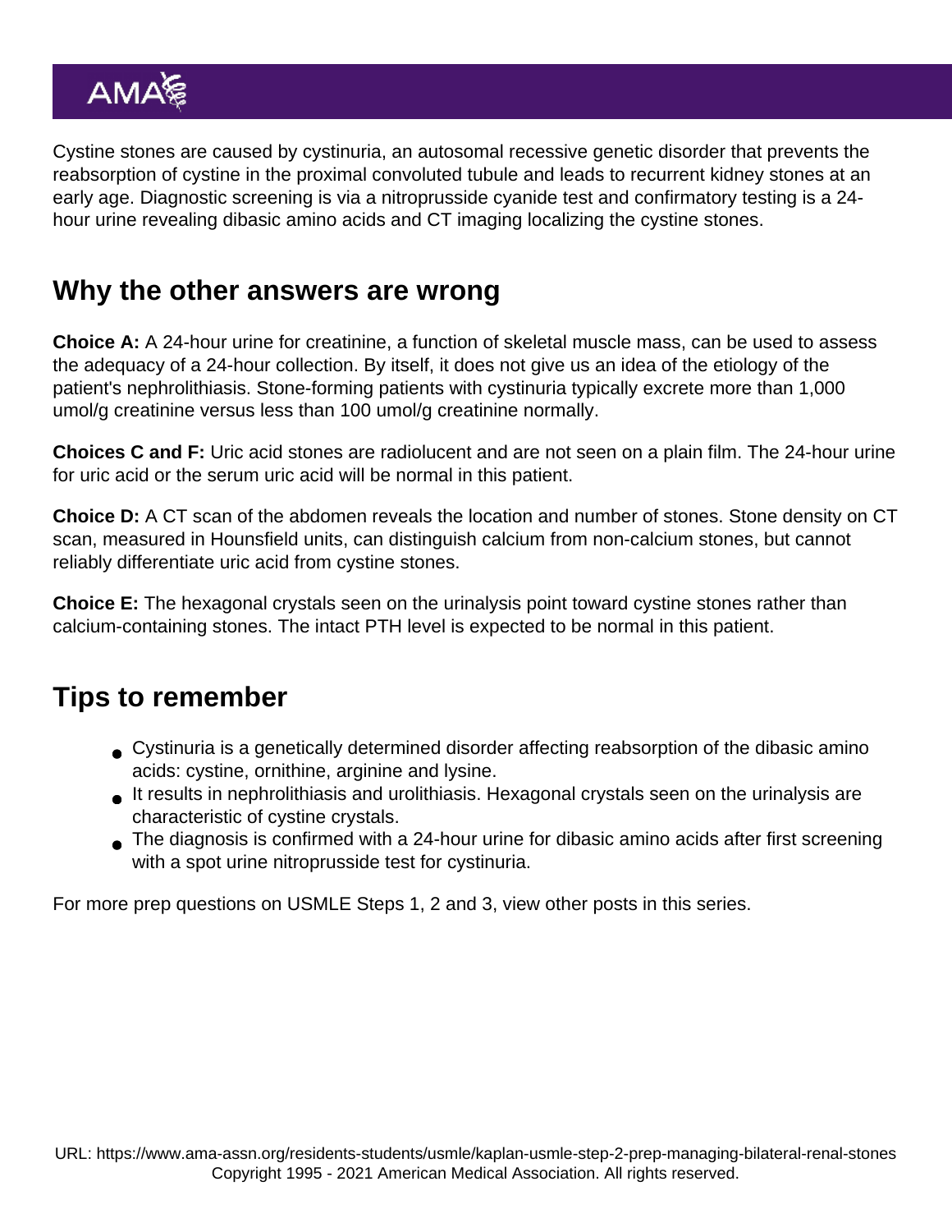Cystine stones are caused by cystinuria, an autosomal recessive genetic disorder that prevents the reabsorption of cystine in the proximal convoluted tubule and leads to recurrent kidney stones at an early age. Diagnostic screening is via a nitroprusside cyanide test and confirmatory testing is a 24-hour urine revealing dibasic amino acids and CT imaging localizing the cystine stones.

## Why the other answers are wrong

**Choice A:** A 24-hour urine for creatinine, a function of skeletal muscle mass, can be used to assess the adequacy of a 24-hour collection. By itself, it does not give us an idea of the etiology of the patient's nephrolithiasis. Stone-forming patients with cystinuria typically excrete more than 1,000 umol/g creatinine versus less than 100 umol/g creatinine normally.

**Choices C and F:** Uric acid stones are radiolucent and are not seen on a plain film. The 24-hour urine for uric acid or the serum uric acid will be normal in this patient.

**Choice D:** A CT scan of the abdomen reveals the location and number of stones. Stone density on CT scan, measured in Hounsfield units, can distinguish calcium from non-calcium stones, but cannot reliably differentiate uric acid from cystine stones.

**Choice E:** The hexagonal crystals seen on the urinalysis point toward cystine stones rather than calcium-containing stones. The intact PTH level is expected to be normal in this patient.

## Tips to remember

- Cystinuria is a genetically determined disorder affecting reabsorption of the dibasic amino acids: cystine, ornithine, arginine and lysine.
- It results in nephrolithiasis and urolithiasis. Hexagonal crystals seen on the urinalysis are characteristic of cystine crystals.
- The diagnosis is confirmed with a 24-hour urine for dibasic amino acids after first screening with a spot urine nitroprusside test for cystinuria.

For more prep questions on USMLE Steps 1, 2 and 3, view other posts in this series.